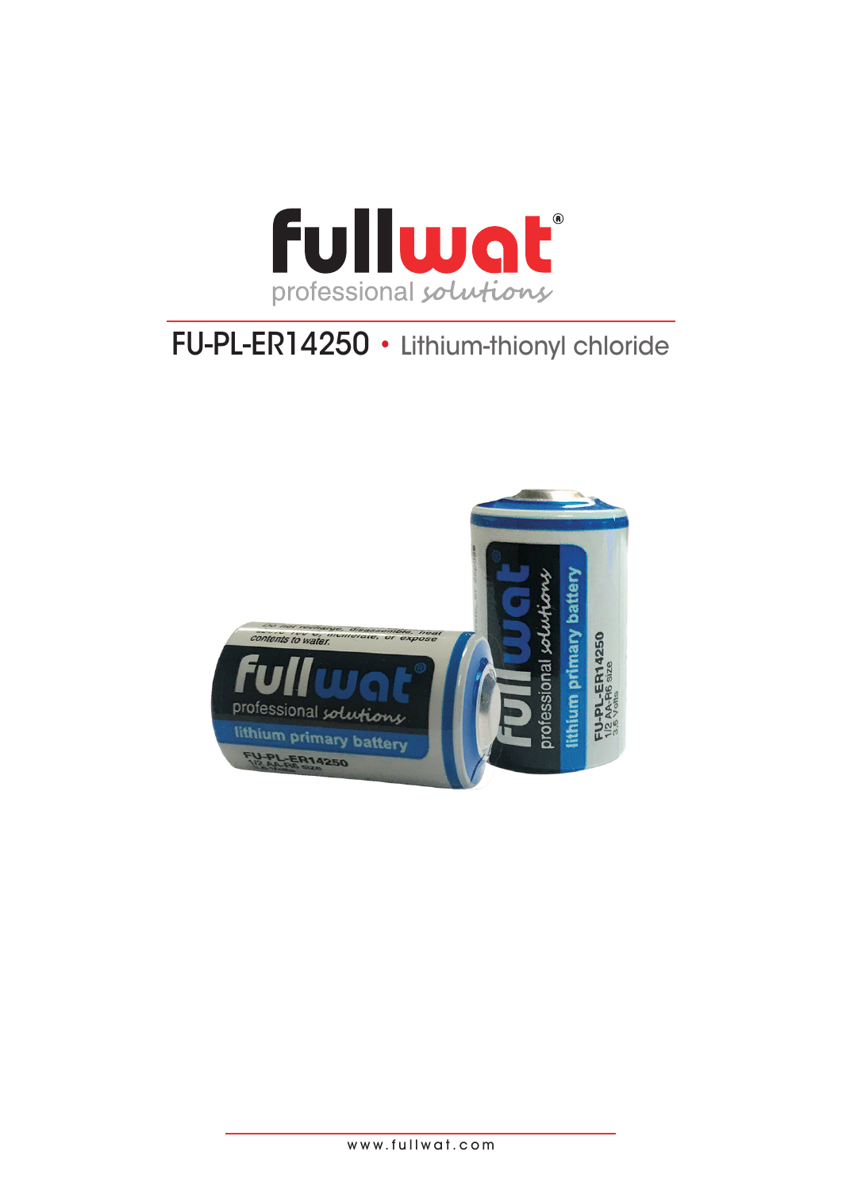fullwat

professional solutions

# FU-PL-ER14250 • Lithium-thionyl chloride

www.fullwat.com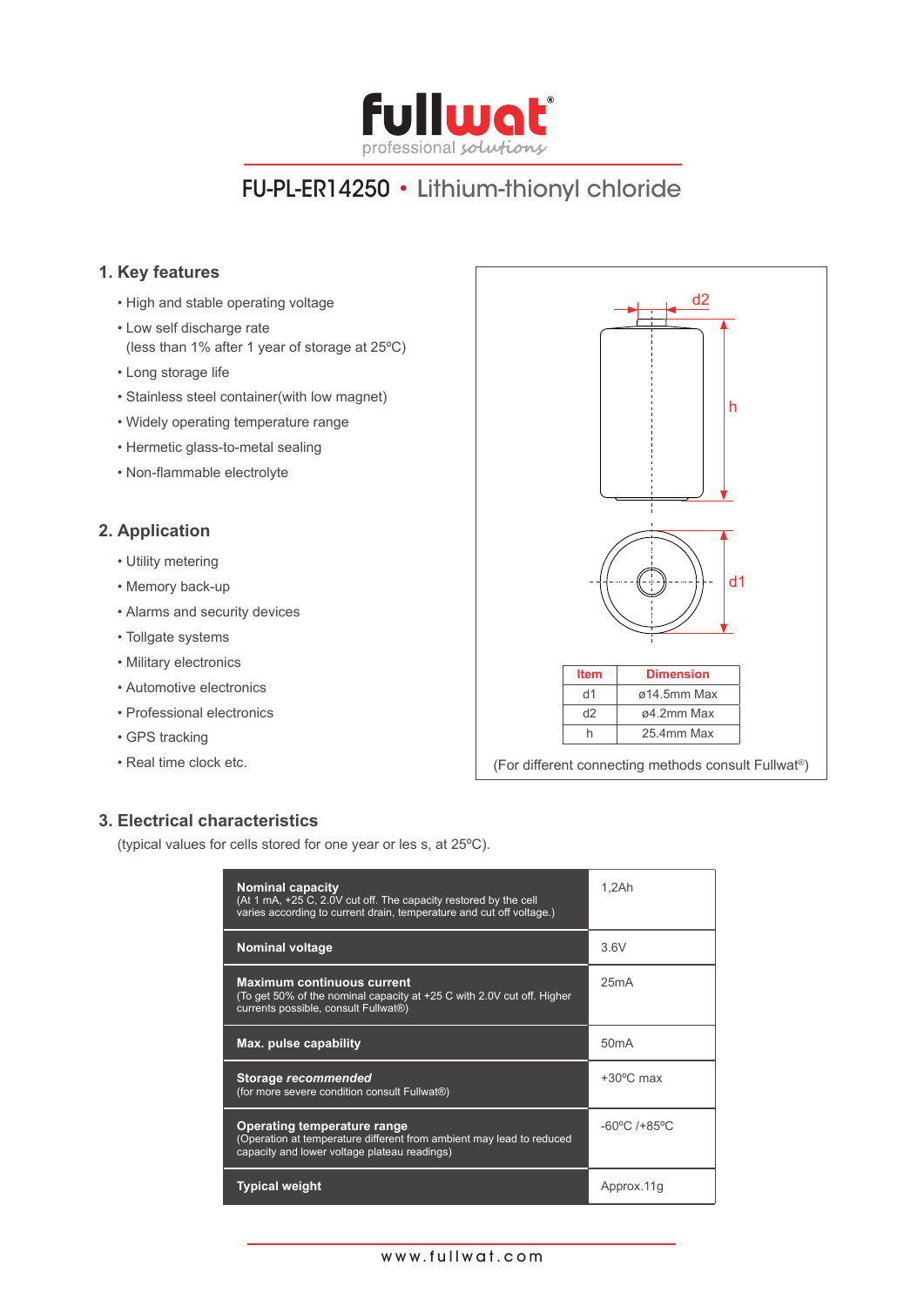# FU-PL-ER14250 • Lithium-thionyl chloride

## 1. Key features

- High and stable operating voltage
- Low self discharge rate (less than 1% after 1 year of storage at 25ºC)
- Long storage life
- Stainless steel container(with low magnet)
- Widely operating temperature range
- Hermetic glass-to-metal sealing
- Non-flammable electrolyte

## 2. Application

- Utility metering
- Memory back-up
- Alarms and security devices
- Tollgate systems
- Military electronics
- Automotive electronics
- Professional electronics
- GPS tracking
- Real time clock etc.

| Item | Dimension |
|---|---|
| d1 | ø14.5mm Max |
| d2 | ø4.2mm Max |
| h | 25.4mm Max |

(For different connecting methods consult Fullwat®)

## 3. Electrical characteristics

(typical values for cells stored for one year or les s, at 25ºC).

| | |
|---|---|
| **Nominal capacity**<br>(At 1 mA, +25 C, 2.0V cut off. The capacity restored by the cell varies according to current drain, temperature and cut off voltage.) | 1,2Ah |
| **Nominal voltage** | 3.6V |
| **Maximum continuous current**<br>(To get 50% of the nominal capacity at +25 C with 2.0V cut off. Higher currents possible, consult Fullwat®) | 25mA |
| **Max. pulse capability** | 50mA |
| **Storage *recommended***<br>(for more severe condition consult Fullwat®) | +30ºC max |
| **Operating temperature range**<br>(Operation at temperature different from ambient may lead to reduced capacity and lower voltage plateau readings) | -60ºC /+85ºC |
| **Typical weight** | Approx.11g |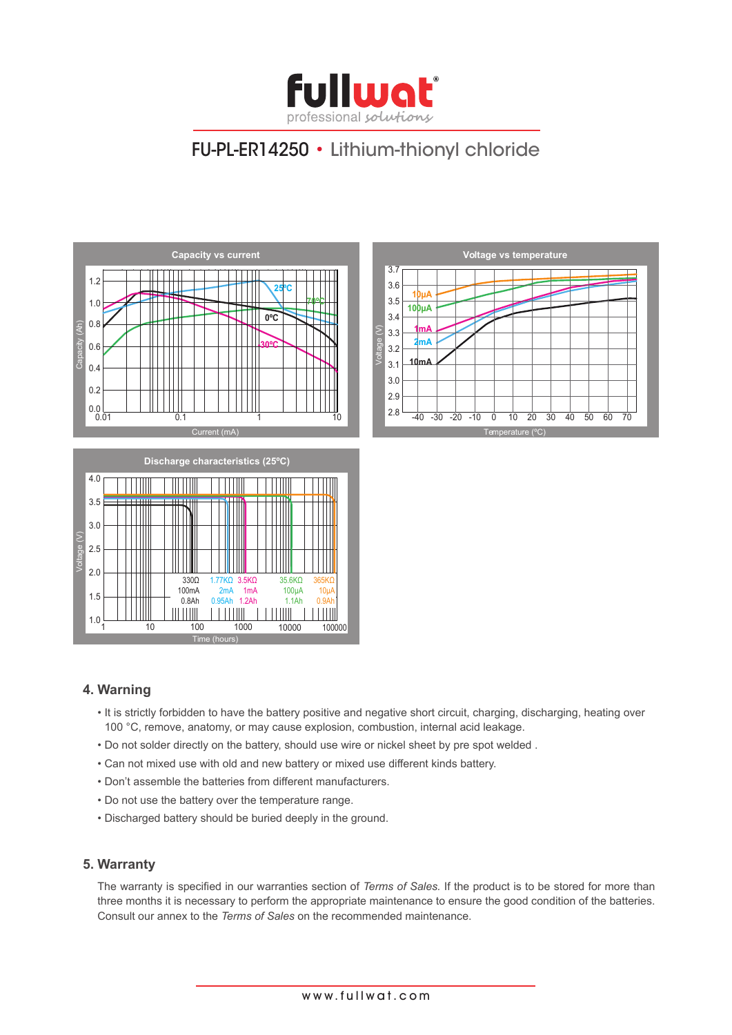# FU-PL-ER14250 • Lithium-thionyl chloride

**Capacity vs current**

Capacity (Ah)

1.2
1.0
0.8
0.6
0.4
0.2
0.0

25ºC
70ºC
0ºC
-30ºC

0.01 0.1 1 10

Current (mA)

**Voltage vs temperature**

Voltage (V)

3.7
3.6
3.5
3.4
3.3
3.2
3.1
3.0
2.9
2.8

10μA
100μA
1mA
2mA
10mA

-40 -30 -20 -10 0 10 20 30 40 50 60 70

Temperature (ºC)

**Discharge characteristics (25ºC)**

Voltage (V)

4.0
3.5
3.0
2.5
2.0
1.5
1.0

330Ω 100mA 0.8Ah
1.77KΩ 2mA 0.95Ah
3.5KΩ 1mA 1.2Ah
35.6KΩ 100μA 1.1Ah
365KΩ 10μA 0.9Ah

1 10 100 1000 10000 100000

Time (hours)

## 4. Warning

- It is strictly forbidden to have the battery positive and negative short circuit, charging, discharging, heating over 100 °C, remove, anatomy, or may cause explosion, combustion, internal acid leakage.
- Do not solder directly on the battery, should use wire or nickel sheet by pre spot welded .
- Can not mixed use with old and new battery or mixed use different kinds battery.
- Don't assemble the batteries from different manufacturers.
- Do not use the battery over the temperature range.
- Discharged battery should be buried deeply in the ground.

## 5. Warranty

The warranty is specified in our warranties section of *Terms of Sales.* If the product is to be stored for more than three months it is necessary to perform the appropriate maintenance to ensure the good condition of the batteries. Consult our annex to the *Terms of Sales* on the recommended maintenance.